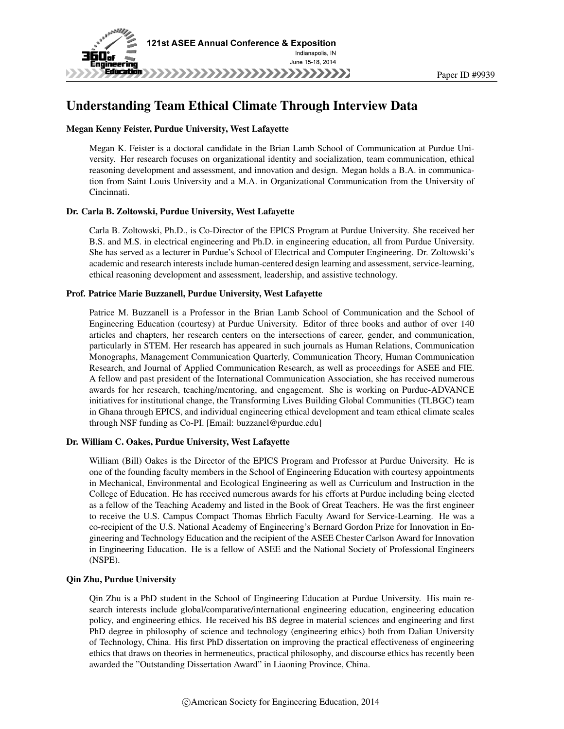# Understanding Team Ethical Climate Through Interview Data

### Megan Kenny Feister, Purdue University, West Lafayette

Megan K. Feister is a doctoral candidate in the Brian Lamb School of Communication at Purdue University. Her research focuses on organizational identity and socialization, team communication, ethical reasoning development and assessment, and innovation and design. Megan holds a B.A. in communication from Saint Louis University and a M.A. in Organizational Communication from the University of Cincinnati.

### Dr. Carla B. Zoltowski, Purdue University, West Lafayette

Carla B. Zoltowski, Ph.D., is Co-Director of the EPICS Program at Purdue University. She received her B.S. and M.S. in electrical engineering and Ph.D. in engineering education, all from Purdue University. She has served as a lecturer in Purdue's School of Electrical and Computer Engineering. Dr. Zoltowski's academic and research interests include human-centered design learning and assessment, service-learning, ethical reasoning development and assessment, leadership, and assistive technology.

### Prof. Patrice Marie Buzzanell, Purdue University, West Lafayette

Patrice M. Buzzanell is a Professor in the Brian Lamb School of Communication and the School of Engineering Education (courtesy) at Purdue University. Editor of three books and author of over 140 articles and chapters, her research centers on the intersections of career, gender, and communication, particularly in STEM. Her research has appeared in such journals as Human Relations, Communication Monographs, Management Communication Quarterly, Communication Theory, Human Communication Research, and Journal of Applied Communication Research, as well as proceedings for ASEE and FIE. A fellow and past president of the International Communication Association, she has received numerous awards for her research, teaching/mentoring, and engagement. She is working on Purdue-ADVANCE initiatives for institutional change, the Transforming Lives Building Global Communities (TLBGC) team in Ghana through EPICS, and individual engineering ethical development and team ethical climate scales through NSF funding as Co-PI. [Email: buzzanel@purdue.edu]

### Dr. William C. Oakes, Purdue University, West Lafayette

William (Bill) Oakes is the Director of the EPICS Program and Professor at Purdue University. He is one of the founding faculty members in the School of Engineering Education with courtesy appointments in Mechanical, Environmental and Ecological Engineering as well as Curriculum and Instruction in the College of Education. He has received numerous awards for his efforts at Purdue including being elected as a fellow of the Teaching Academy and listed in the Book of Great Teachers. He was the first engineer to receive the U.S. Campus Compact Thomas Ehrlich Faculty Award for Service-Learning. He was a co-recipient of the U.S. National Academy of Engineering's Bernard Gordon Prize for Innovation in Engineering and Technology Education and the recipient of the ASEE Chester Carlson Award for Innovation in Engineering Education. He is a fellow of ASEE and the National Society of Professional Engineers (NSPE).

### Qin Zhu, Purdue University

Qin Zhu is a PhD student in the School of Engineering Education at Purdue University. His main research interests include global/comparative/international engineering education, engineering education policy, and engineering ethics. He received his BS degree in material sciences and engineering and first PhD degree in philosophy of science and technology (engineering ethics) both from Dalian University of Technology, China. His first PhD dissertation on improving the practical effectiveness of engineering ethics that draws on theories in hermeneutics, practical philosophy, and discourse ethics has recently been awarded the "Outstanding Dissertation Award" in Liaoning Province, China.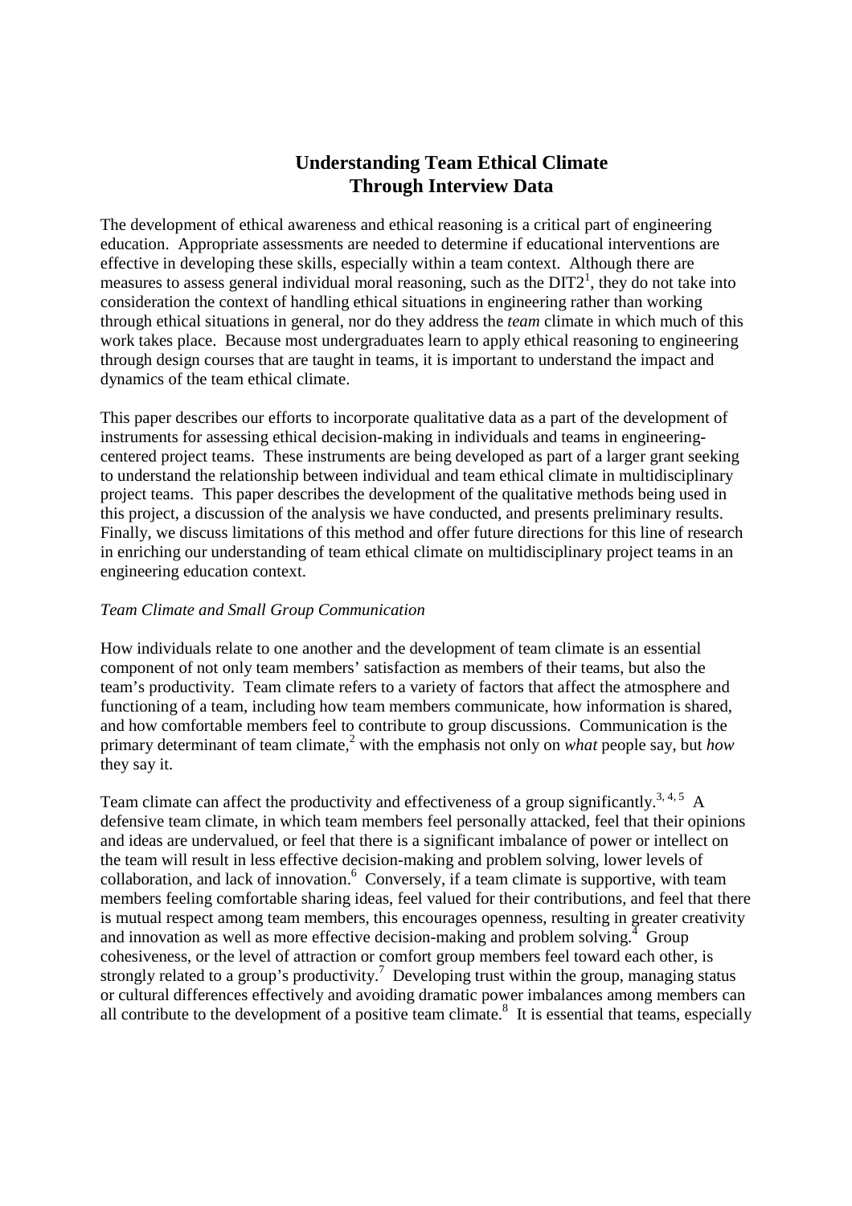# Understanding Team Ethical Climate Through Interview Data

The development of ethical awareness and ethical reasoning is a critical part of engineering education. Appropriate assessments are needed to determine if educational interventions are effective in developing these skills, especially within a team context. Although there are measures to assess general individual moral reasoning, such as the DIT2[1], they do not take into consideration the context of handling ethical situations in engineering rather than working through ethical situations in general, nor do they address the *team* climate in which much of this work takes place. Because most undergraduates learn to apply ethical reasoning to engineering through design courses that are taught in teams, it is important to understand the impact and dynamics of the team ethical climate.

This paper describes our efforts to incorporate qualitative data as a part of the development of instruments for assessing ethical decision-making in individuals and teams in engineering-centered project teams. These instruments are being developed as part of a larger grant seeking to understand the relationship between individual and team ethical climate in multidisciplinary project teams. This paper describes the development of the qualitative methods being used in this project, a discussion of the analysis we have conducted, and presents preliminary results. Finally, we discuss limitations of this method and offer future directions for this line of research in enriching our understanding of team ethical climate on multidisciplinary project teams in an engineering education context.

*Team Climate and Small Group Communication*

How individuals relate to one another and the development of team climate is an essential component of not only team members' satisfaction as members of their teams, but also the team's productivity. Team climate refers to a variety of factors that affect the atmosphere and functioning of a team, including how team members communicate, how information is shared, and how comfortable members feel to contribute to group discussions. Communication is the primary determinant of team climate,[2] with the emphasis not only on *what* people say, but *how* they say it.

Team climate can affect the productivity and effectiveness of a group significantly.[3, 4, 5] A defensive team climate, in which team members feel personally attacked, feel that their opinions and ideas are undervalued, or feel that there is a significant imbalance of power or intellect on the team will result in less effective decision-making and problem solving, lower levels of collaboration, and lack of innovation.[6] Conversely, if a team climate is supportive, with team members feeling comfortable sharing ideas, feel valued for their contributions, and feel that there is mutual respect among team members, this encourages openness, resulting in greater creativity and innovation as well as more effective decision-making and problem solving.[4] Group cohesiveness, or the level of attraction or comfort group members feel toward each other, is strongly related to a group's productivity.[7] Developing trust within the group, managing status or cultural differences effectively and avoiding dramatic power imbalances among members can all contribute to the development of a positive team climate.[8] It is essential that teams, especially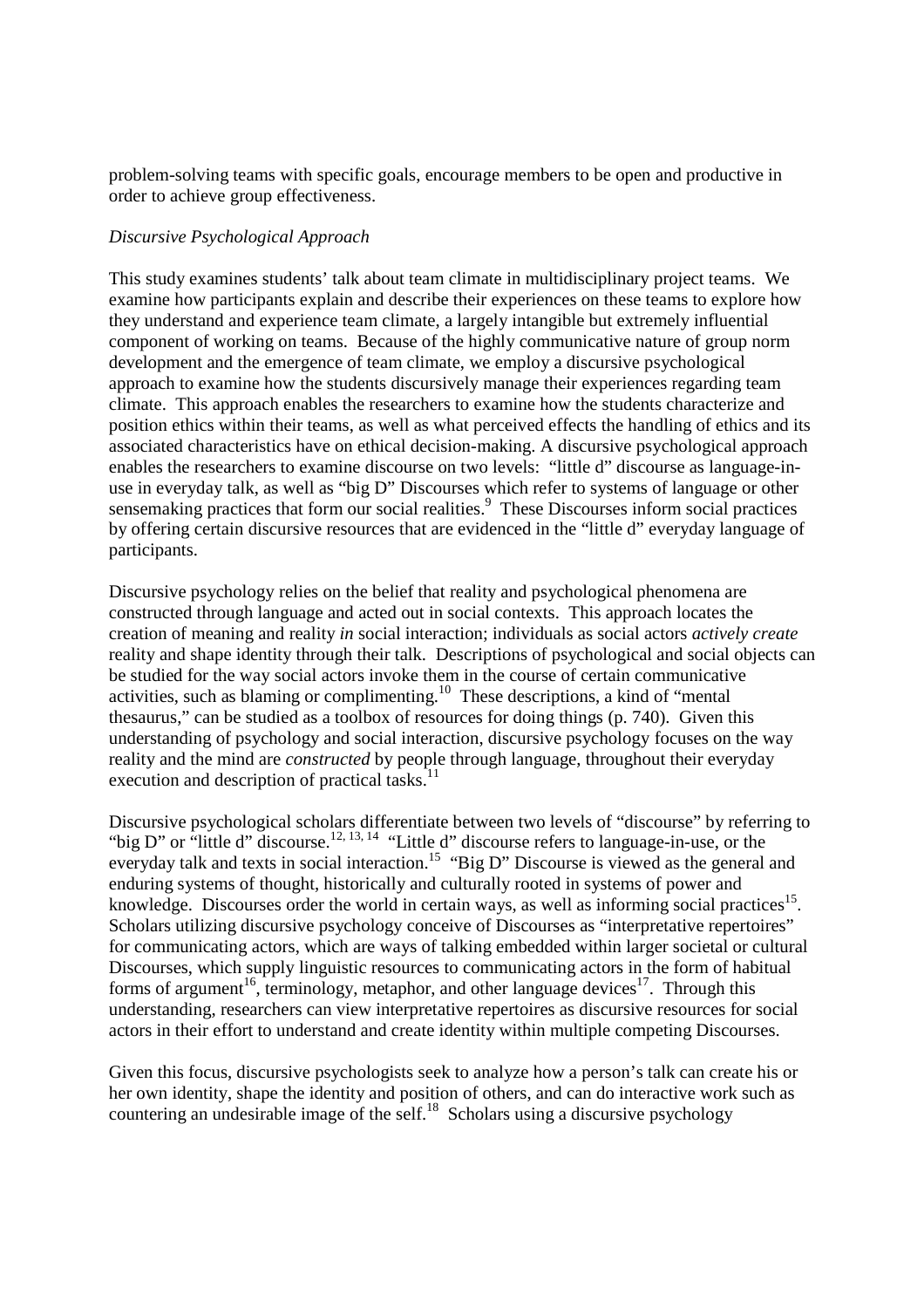problem-solving teams with specific goals, encourage members to be open and productive in order to achieve group effectiveness.

*Discursive Psychological Approach*

This study examines students' talk about team climate in multidisciplinary project teams. We examine how participants explain and describe their experiences on these teams to explore how they understand and experience team climate, a largely intangible but extremely influential component of working on teams. Because of the highly communicative nature of group norm development and the emergence of team climate, we employ a discursive psychological approach to examine how the students discursively manage their experiences regarding team climate. This approach enables the researchers to examine how the students characterize and position ethics within their teams, as well as what perceived effects the handling of ethics and its associated characteristics have on ethical decision-making. A discursive psychological approach enables the researchers to examine discourse on two levels: "little d" discourse as language-in-use in everyday talk, as well as "big D" Discourses which refer to systems of language or other sensemaking practices that form our social realities.[9] These Discourses inform social practices by offering certain discursive resources that are evidenced in the "little d" everyday language of participants.

Discursive psychology relies on the belief that reality and psychological phenomena are constructed through language and acted out in social contexts. This approach locates the creation of meaning and reality *in* social interaction; individuals as social actors *actively create* reality and shape identity through their talk. Descriptions of psychological and social objects can be studied for the way social actors invoke them in the course of certain communicative activities, such as blaming or complimenting.[10] These descriptions, a kind of "mental thesaurus," can be studied as a toolbox of resources for doing things (p. 740). Given this understanding of psychology and social interaction, discursive psychology focuses on the way reality and the mind are *constructed* by people through language, throughout their everyday execution and description of practical tasks.[11]

Discursive psychological scholars differentiate between two levels of "discourse" by referring to "big D" or "little d" discourse.[12, 13, 14] "Little d" discourse refers to language-in-use, or the everyday talk and texts in social interaction.[15] "Big D" Discourse is viewed as the general and enduring systems of thought, historically and culturally rooted in systems of power and knowledge. Discourses order the world in certain ways, as well as informing social practices[15]. Scholars utilizing discursive psychology conceive of Discourses as "interpretative repertoires" for communicating actors, which are ways of talking embedded within larger societal or cultural Discourses, which supply linguistic resources to communicating actors in the form of habitual forms of argument[16], terminology, metaphor, and other language devices[17]. Through this understanding, researchers can view interpretative repertoires as discursive resources for social actors in their effort to understand and create identity within multiple competing Discourses.

Given this focus, discursive psychologists seek to analyze how a person's talk can create his or her own identity, shape the identity and position of others, and can do interactive work such as countering an undesirable image of the self.[18] Scholars using a discursive psychology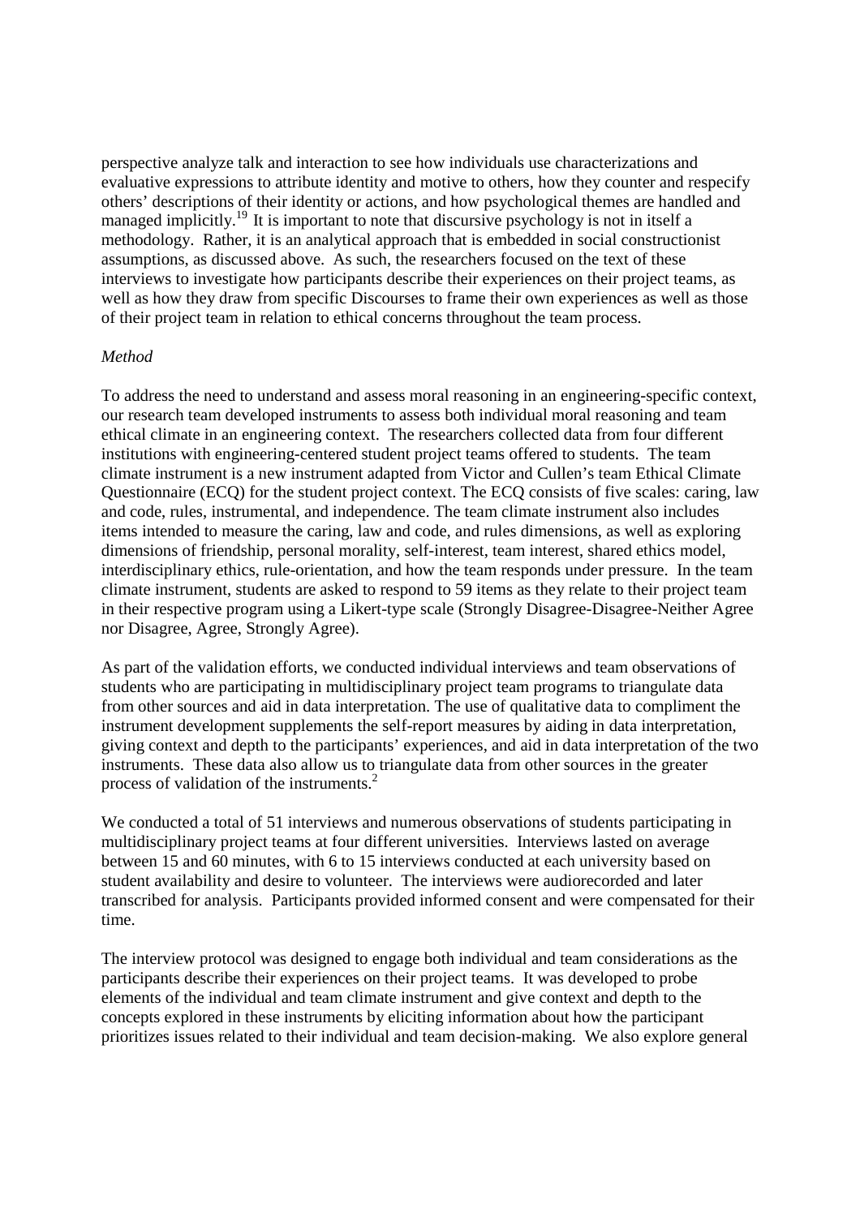perspective analyze talk and interaction to see how individuals use characterizations and evaluative expressions to attribute identity and motive to others, how they counter and respecify others' descriptions of their identity or actions, and how psychological themes are handled and managed implicitly.[19] It is important to note that discursive psychology is not in itself a methodology. Rather, it is an analytical approach that is embedded in social constructionist assumptions, as discussed above. As such, the researchers focused on the text of these interviews to investigate how participants describe their experiences on their project teams, as well as how they draw from specific Discourses to frame their own experiences as well as those of their project team in relation to ethical concerns throughout the team process.

*Method*

To address the need to understand and assess moral reasoning in an engineering-specific context, our research team developed instruments to assess both individual moral reasoning and team ethical climate in an engineering context. The researchers collected data from four different institutions with engineering-centered student project teams offered to students. The team climate instrument is a new instrument adapted from Victor and Cullen's team Ethical Climate Questionnaire (ECQ) for the student project context. The ECQ consists of five scales: caring, law and code, rules, instrumental, and independence. The team climate instrument also includes items intended to measure the caring, law and code, and rules dimensions, as well as exploring dimensions of friendship, personal morality, self-interest, team interest, shared ethics model, interdisciplinary ethics, rule-orientation, and how the team responds under pressure. In the team climate instrument, students are asked to respond to 59 items as they relate to their project team in their respective program using a Likert-type scale (Strongly Disagree-Disagree-Neither Agree nor Disagree, Agree, Strongly Agree).

As part of the validation efforts, we conducted individual interviews and team observations of students who are participating in multidisciplinary project team programs to triangulate data from other sources and aid in data interpretation. The use of qualitative data to compliment the instrument development supplements the self-report measures by aiding in data interpretation, giving context and depth to the participants' experiences, and aid in data interpretation of the two instruments. These data also allow us to triangulate data from other sources in the greater process of validation of the instruments.[2]

We conducted a total of 51 interviews and numerous observations of students participating in multidisciplinary project teams at four different universities. Interviews lasted on average between 15 and 60 minutes, with 6 to 15 interviews conducted at each university based on student availability and desire to volunteer. The interviews were audiorecorded and later transcribed for analysis. Participants provided informed consent and were compensated for their time.

The interview protocol was designed to engage both individual and team considerations as the participants describe their experiences on their project teams. It was developed to probe elements of the individual and team climate instrument and give context and depth to the concepts explored in these instruments by eliciting information about how the participant prioritizes issues related to their individual and team decision-making. We also explore general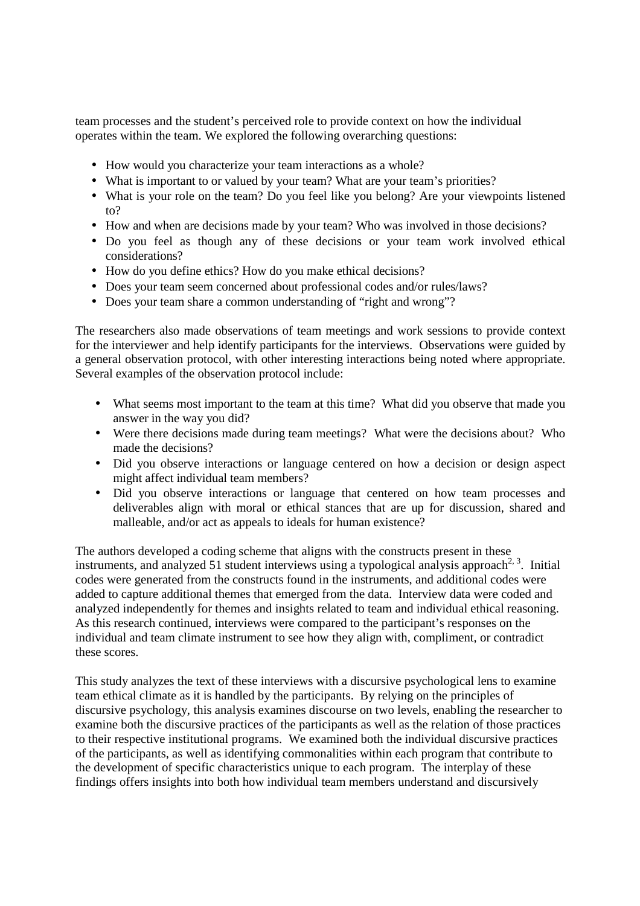team processes and the student's perceived role to provide context on how the individual operates within the team. We explored the following overarching questions:

- How would you characterize your team interactions as a whole?
- What is important to or valued by your team? What are your team's priorities?
- What is your role on the team? Do you feel like you belong? Are your viewpoints listened to?
- How and when are decisions made by your team? Who was involved in those decisions?
- Do you feel as though any of these decisions or your team work involved ethical considerations?
- How do you define ethics? How do you make ethical decisions?
- Does your team seem concerned about professional codes and/or rules/laws?
- Does your team share a common understanding of "right and wrong"?

The researchers also made observations of team meetings and work sessions to provide context for the interviewer and help identify participants for the interviews. Observations were guided by a general observation protocol, with other interesting interactions being noted where appropriate. Several examples of the observation protocol include:

- What seems most important to the team at this time? What did you observe that made you answer in the way you did?
- Were there decisions made during team meetings? What were the decisions about? Who made the decisions?
- Did you observe interactions or language centered on how a decision or design aspect might affect individual team members?
- Did you observe interactions or language that centered on how team processes and deliverables align with moral or ethical stances that are up for discussion, shared and malleable, and/or act as appeals to ideals for human existence?

The authors developed a coding scheme that aligns with the constructs present in these instruments, and analyzed 51 student interviews using a typological analysis approach[2, 3]. Initial codes were generated from the constructs found in the instruments, and additional codes were added to capture additional themes that emerged from the data. Interview data were coded and analyzed independently for themes and insights related to team and individual ethical reasoning. As this research continued, interviews were compared to the participant's responses on the individual and team climate instrument to see how they align with, compliment, or contradict these scores.

This study analyzes the text of these interviews with a discursive psychological lens to examine team ethical climate as it is handled by the participants. By relying on the principles of discursive psychology, this analysis examines discourse on two levels, enabling the researcher to examine both the discursive practices of the participants as well as the relation of those practices to their respective institutional programs. We examined both the individual discursive practices of the participants, as well as identifying commonalities within each program that contribute to the development of specific characteristics unique to each program. The interplay of these findings offers insights into both how individual team members understand and discursively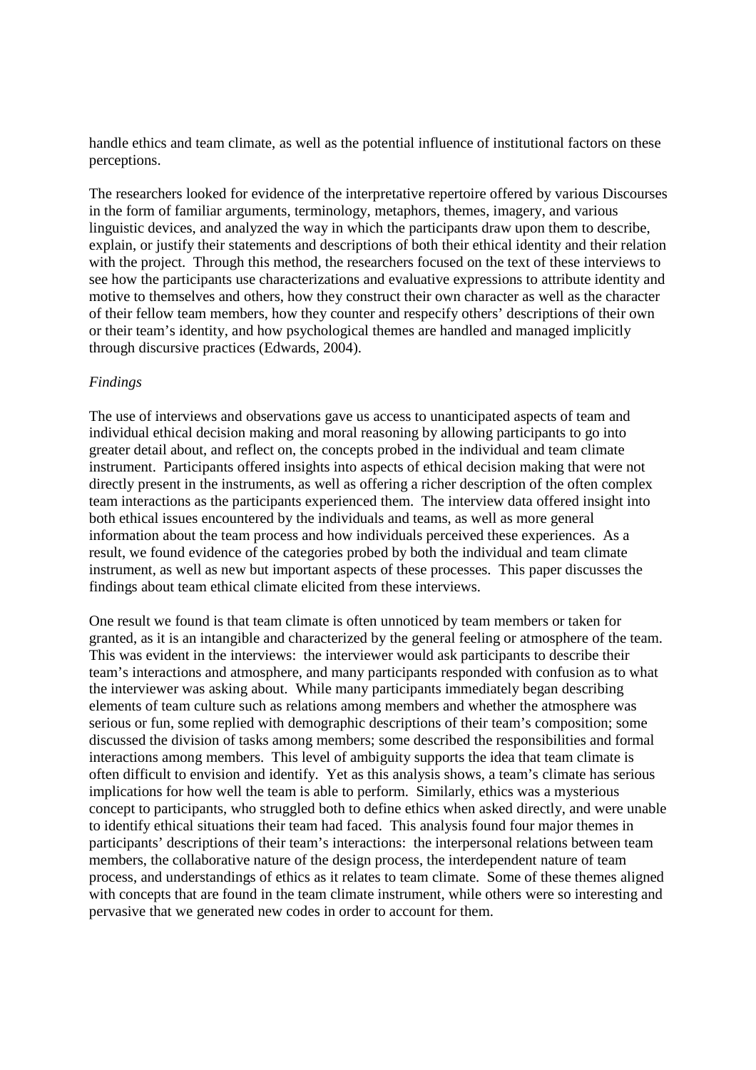handle ethics and team climate, as well as the potential influence of institutional factors on these perceptions.

The researchers looked for evidence of the interpretative repertoire offered by various Discourses in the form of familiar arguments, terminology, metaphors, themes, imagery, and various linguistic devices, and analyzed the way in which the participants draw upon them to describe, explain, or justify their statements and descriptions of both their ethical identity and their relation with the project. Through this method, the researchers focused on the text of these interviews to see how the participants use characterizations and evaluative expressions to attribute identity and motive to themselves and others, how they construct their own character as well as the character of their fellow team members, how they counter and respecify others' descriptions of their own or their team's identity, and how psychological themes are handled and managed implicitly through discursive practices (Edwards, 2004).

*Findings*

The use of interviews and observations gave us access to unanticipated aspects of team and individual ethical decision making and moral reasoning by allowing participants to go into greater detail about, and reflect on, the concepts probed in the individual and team climate instrument. Participants offered insights into aspects of ethical decision making that were not directly present in the instruments, as well as offering a richer description of the often complex team interactions as the participants experienced them. The interview data offered insight into both ethical issues encountered by the individuals and teams, as well as more general information about the team process and how individuals perceived these experiences. As a result, we found evidence of the categories probed by both the individual and team climate instrument, as well as new but important aspects of these processes. This paper discusses the findings about team ethical climate elicited from these interviews.

One result we found is that team climate is often unnoticed by team members or taken for granted, as it is an intangible and characterized by the general feeling or atmosphere of the team. This was evident in the interviews: the interviewer would ask participants to describe their team's interactions and atmosphere, and many participants responded with confusion as to what the interviewer was asking about. While many participants immediately began describing elements of team culture such as relations among members and whether the atmosphere was serious or fun, some replied with demographic descriptions of their team's composition; some discussed the division of tasks among members; some described the responsibilities and formal interactions among members. This level of ambiguity supports the idea that team climate is often difficult to envision and identify. Yet as this analysis shows, a team's climate has serious implications for how well the team is able to perform. Similarly, ethics was a mysterious concept to participants, who struggled both to define ethics when asked directly, and were unable to identify ethical situations their team had faced. This analysis found four major themes in participants' descriptions of their team's interactions: the interpersonal relations between team members, the collaborative nature of the design process, the interdependent nature of team process, and understandings of ethics as it relates to team climate. Some of these themes aligned with concepts that are found in the team climate instrument, while others were so interesting and pervasive that we generated new codes in order to account for them.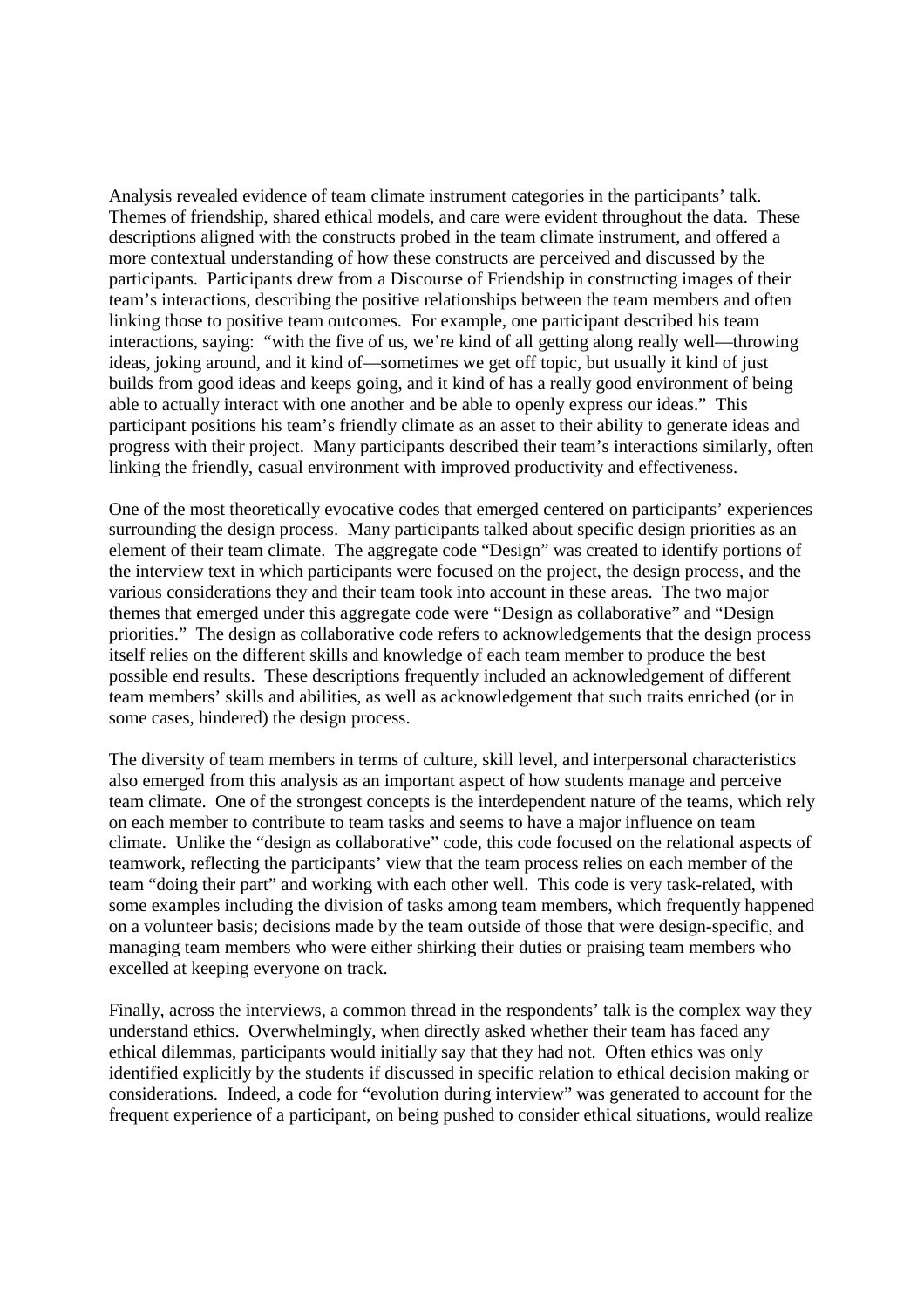Analysis revealed evidence of team climate instrument categories in the participants' talk. Themes of friendship, shared ethical models, and care were evident throughout the data. These descriptions aligned with the constructs probed in the team climate instrument, and offered a more contextual understanding of how these constructs are perceived and discussed by the participants. Participants drew from a Discourse of Friendship in constructing images of their team's interactions, describing the positive relationships between the team members and often linking those to positive team outcomes. For example, one participant described his team interactions, saying: "with the five of us, we're kind of all getting along really well—throwing ideas, joking around, and it kind of—sometimes we get off topic, but usually it kind of just builds from good ideas and keeps going, and it kind of has a really good environment of being able to actually interact with one another and be able to openly express our ideas." This participant positions his team's friendly climate as an asset to their ability to generate ideas and progress with their project. Many participants described their team's interactions similarly, often linking the friendly, casual environment with improved productivity and effectiveness.

One of the most theoretically evocative codes that emerged centered on participants' experiences surrounding the design process. Many participants talked about specific design priorities as an element of their team climate. The aggregate code "Design" was created to identify portions of the interview text in which participants were focused on the project, the design process, and the various considerations they and their team took into account in these areas. The two major themes that emerged under this aggregate code were "Design as collaborative" and "Design priorities." The design as collaborative code refers to acknowledgements that the design process itself relies on the different skills and knowledge of each team member to produce the best possible end results. These descriptions frequently included an acknowledgement of different team members' skills and abilities, as well as acknowledgement that such traits enriched (or in some cases, hindered) the design process.

The diversity of team members in terms of culture, skill level, and interpersonal characteristics also emerged from this analysis as an important aspect of how students manage and perceive team climate. One of the strongest concepts is the interdependent nature of the teams, which rely on each member to contribute to team tasks and seems to have a major influence on team climate. Unlike the "design as collaborative" code, this code focused on the relational aspects of teamwork, reflecting the participants' view that the team process relies on each member of the team "doing their part" and working with each other well. This code is very task-related, with some examples including the division of tasks among team members, which frequently happened on a volunteer basis; decisions made by the team outside of those that were design-specific, and managing team members who were either shirking their duties or praising team members who excelled at keeping everyone on track.

Finally, across the interviews, a common thread in the respondents' talk is the complex way they understand ethics. Overwhelmingly, when directly asked whether their team has faced any ethical dilemmas, participants would initially say that they had not. Often ethics was only identified explicitly by the students if discussed in specific relation to ethical decision making or considerations. Indeed, a code for "evolution during interview" was generated to account for the frequent experience of a participant, on being pushed to consider ethical situations, would realize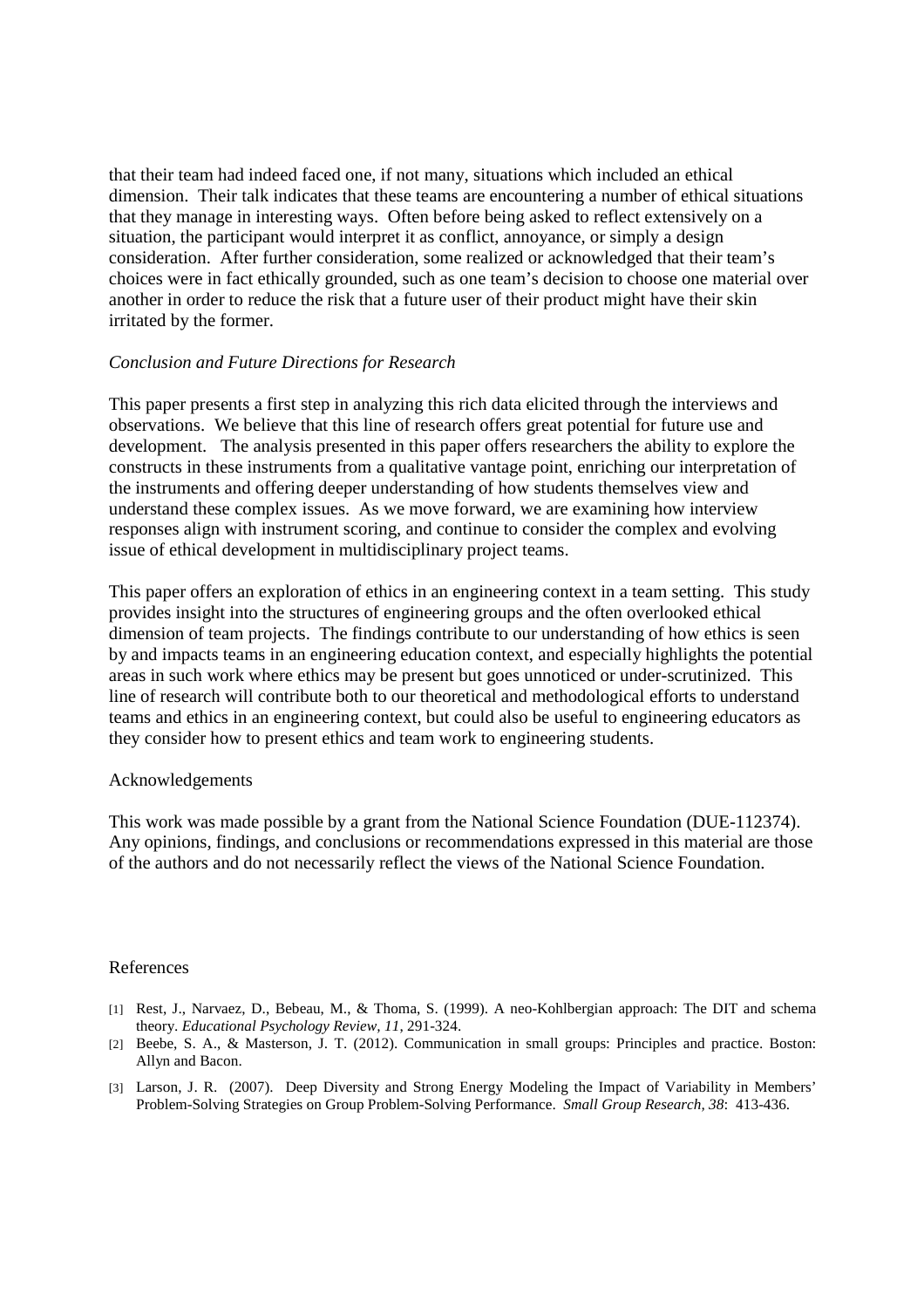that their team had indeed faced one, if not many, situations which included an ethical dimension. Their talk indicates that these teams are encountering a number of ethical situations that they manage in interesting ways. Often before being asked to reflect extensively on a situation, the participant would interpret it as conflict, annoyance, or simply a design consideration. After further consideration, some realized or acknowledged that their team's choices were in fact ethically grounded, such as one team's decision to choose one material over another in order to reduce the risk that a future user of their product might have their skin irritated by the former.

*Conclusion and Future Directions for Research*

This paper presents a first step in analyzing this rich data elicited through the interviews and observations. We believe that this line of research offers great potential for future use and development. The analysis presented in this paper offers researchers the ability to explore the constructs in these instruments from a qualitative vantage point, enriching our interpretation of the instruments and offering deeper understanding of how students themselves view and understand these complex issues. As we move forward, we are examining how interview responses align with instrument scoring, and continue to consider the complex and evolving issue of ethical development in multidisciplinary project teams.

This paper offers an exploration of ethics in an engineering context in a team setting. This study provides insight into the structures of engineering groups and the often overlooked ethical dimension of team projects. The findings contribute to our understanding of how ethics is seen by and impacts teams in an engineering education context, and especially highlights the potential areas in such work where ethics may be present but goes unnoticed or under-scrutinized. This line of research will contribute both to our theoretical and methodological efforts to understand teams and ethics in an engineering context, but could also be useful to engineering educators as they consider how to present ethics and team work to engineering students.

Acknowledgements

This work was made possible by a grant from the National Science Foundation (DUE-112374). Any opinions, findings, and conclusions or recommendations expressed in this material are those of the authors and do not necessarily reflect the views of the National Science Foundation.

References

[1] Rest, J., Narvaez, D., Bebeau, M., & Thoma, S. (1999). A neo-Kohlbergian approach: The DIT and schema theory. *Educational Psychology Review, 11*, 291-324.

[2] Beebe, S. A., & Masterson, J. T. (2012). Communication in small groups: Principles and practice. Boston: Allyn and Bacon.

[3] Larson, J. R. (2007). Deep Diversity and Strong Energy Modeling the Impact of Variability in Members' Problem-Solving Strategies on Group Problem-Solving Performance. *Small Group Research, 38*: 413-436.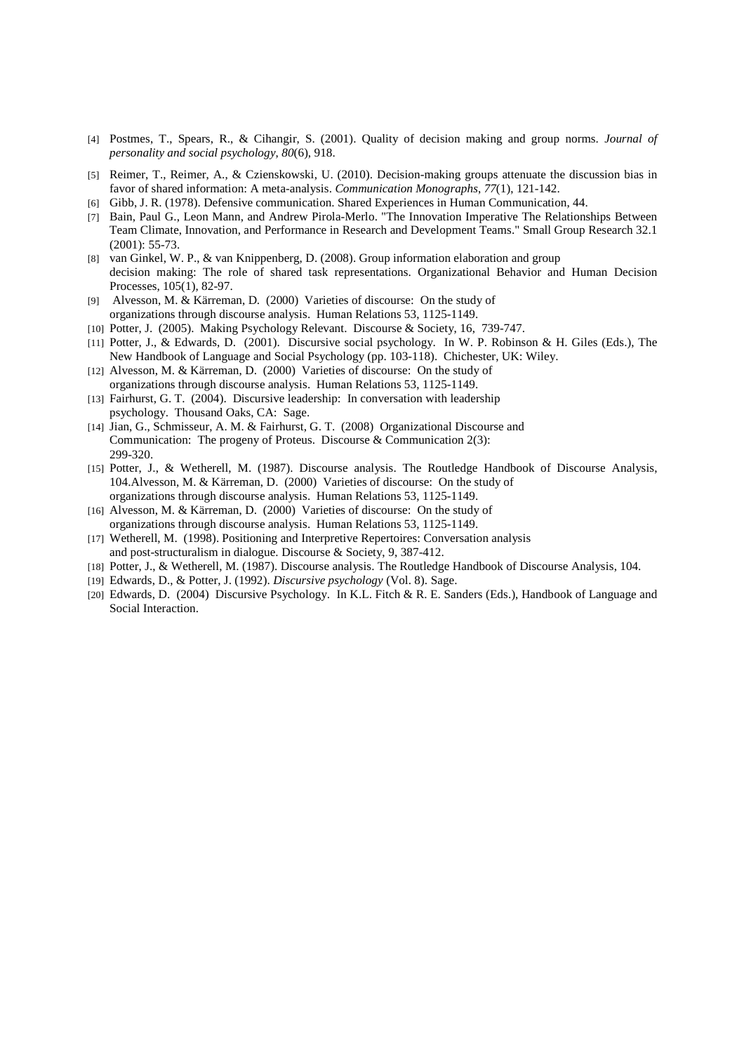[4] Postmes, T., Spears, R., & Cihangir, S. (2001). Quality of decision making and group norms. *Journal of personality and social psychology*, *80*(6), 918.

[5] Reimer, T., Reimer, A., & Czienskowski, U. (2010). Decision-making groups attenuate the discussion bias in favor of shared information: A meta-analysis. *Communication Monographs*, *77*(1), 121-142.

[6] Gibb, J. R. (1978). Defensive communication. Shared Experiences in Human Communication, 44.

[7] Bain, Paul G., Leon Mann, and Andrew Pirola-Merlo. "The Innovation Imperative The Relationships Between Team Climate, Innovation, and Performance in Research and Development Teams." Small Group Research 32.1 (2001): 55-73.

[8] van Ginkel, W. P., & van Knippenberg, D. (2008). Group information elaboration and group decision making: The role of shared task representations. Organizational Behavior and Human Decision Processes, 105(1), 82-97.

[9] Alvesson, M. & Kärreman, D. (2000) Varieties of discourse: On the study of organizations through discourse analysis. Human Relations 53, 1125-1149.

[10] Potter, J. (2005). Making Psychology Relevant. Discourse & Society, 16, 739-747.

[11] Potter, J., & Edwards, D. (2001). Discursive social psychology. In W. P. Robinson & H. Giles (Eds.), The New Handbook of Language and Social Psychology (pp. 103-118). Chichester, UK: Wiley.

[12] Alvesson, M. & Kärreman, D. (2000) Varieties of discourse: On the study of organizations through discourse analysis. Human Relations 53, 1125-1149.

[13] Fairhurst, G. T. (2004). Discursive leadership: In conversation with leadership psychology. Thousand Oaks, CA: Sage.

[14] Jian, G., Schmisseur, A. M. & Fairhurst, G. T. (2008) Organizational Discourse and Communication: The progeny of Proteus. Discourse & Communication 2(3): 299-320.

[15] Potter, J., & Wetherell, M. (1987). Discourse analysis. The Routledge Handbook of Discourse Analysis, 104.Alvesson, M. & Kärreman, D. (2000) Varieties of discourse: On the study of organizations through discourse analysis. Human Relations 53, 1125-1149.

[16] Alvesson, M. & Kärreman, D. (2000) Varieties of discourse: On the study of organizations through discourse analysis. Human Relations 53, 1125-1149.

[17] Wetherell, M. (1998). Positioning and Interpretive Repertoires: Conversation analysis and post-structuralism in dialogue. Discourse & Society, 9, 387-412.

[18] Potter, J., & Wetherell, M. (1987). Discourse analysis. The Routledge Handbook of Discourse Analysis, 104.

[19] Edwards, D., & Potter, J. (1992). *Discursive psychology* (Vol. 8). Sage.

[20] Edwards, D. (2004) Discursive Psychology. In K.L. Fitch & R. E. Sanders (Eds.), Handbook of Language and Social Interaction.